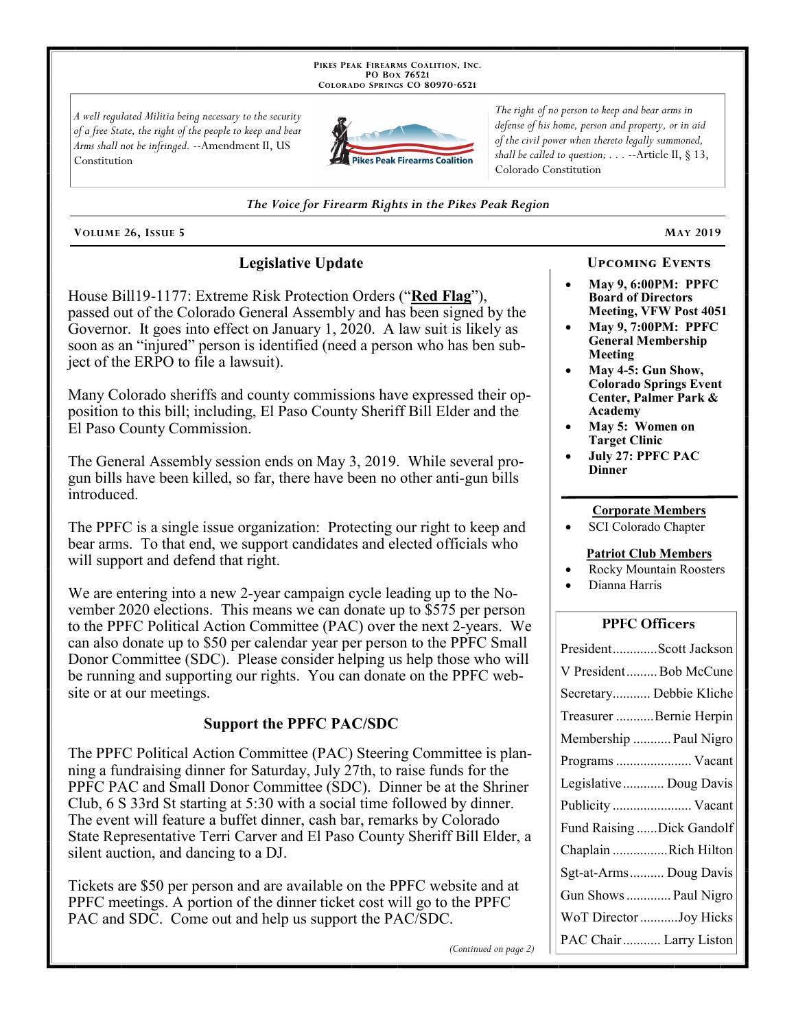Pikes Peak Firearms Coalition, Inc.
PO Box 76521
Colorado Springs CO 80970-6521

*A well regulated Militia being necessary to the security of a free State, the right of the people to keep and bear Arms shall not be infringed.* --Amendment II, US Constitution

*The right of no person to keep and bear arms in defense of his home, person and property, or in aid of the civil power when thereto legally summoned, shall be called to question; . . .* --Article II, § 13, Colorado Constitution

*The Voice for Firearm Rights in the Pikes Peak Region*

**Volume 26, Issue 5** — **May 2019**

## Legislative Update

House Bill19-1177: Extreme Risk Protection Orders ("**Red Flag**"), passed out of the Colorado General Assembly and has been signed by the Governor. It goes into effect on January 1, 2020. A law suit is likely as soon as an "injured" person is identified (need a person who has ben subject of the ERPO to file a lawsuit).

Many Colorado sheriffs and county commissions have expressed their opposition to this bill; including, El Paso County Sheriff Bill Elder and the El Paso County Commission.

The General Assembly session ends on May 3, 2019. While several pro-gun bills have been killed, so far, there have been no other anti-gun bills introduced.

The PPFC is a single issue organization: Protecting our right to keep and bear arms. To that end, we support candidates and elected officials who will support and defend that right.

We are entering into a new 2-year campaign cycle leading up to the November 2020 elections. This means we can donate up to $575 per person to the PPFC Political Action Committee (PAC) over the next 2-years. We can also donate up to $50 per calendar year per person to the PPFC Small Donor Committee (SDC). Please consider helping us help those who will be running and supporting our rights. You can donate on the PPFC website or at our meetings.

## Support the PPFC PAC/SDC

The PPFC Political Action Committee (PAC) Steering Committee is planning a fundraising dinner for Saturday, July 27th, to raise funds for the PPFC PAC and Small Donor Committee (SDC). Dinner be at the Shriner Club, 6 S 33rd St starting at 5:30 with a social time followed by dinner. The event will feature a buffet dinner, cash bar, remarks by Colorado State Representative Terri Carver and El Paso County Sheriff Bill Elder, a silent auction, and dancing to a DJ.

Tickets are $50 per person and are available on the PPFC website and at PPFC meetings. A portion of the dinner ticket cost will go to the PPFC PAC and SDC. Come out and help us support the PAC/SDC.

*(Continued on page 2)*

### Upcoming Events

- **May 9, 6:00PM: PPFC Board of Directors Meeting, VFW Post 4051**
- **May 9, 7:00PM: PPFC General Membership Meeting**
- **May 4-5: Gun Show, Colorado Springs Event Center, Palmer Park & Academy**
- **May 5: Women on Target Clinic**
- **July 27: PPFC PAC Dinner**

**Corporate Members**

- SCI Colorado Chapter

**Patriot Club Members**

- Rocky Mountain Roosters
- Dianna Harris

### PPFC Officers

| Office | Name |
|---|---|
| President | Scott Jackson |
| V President | Bob McCune |
| Secretary | Debbie Kliche |
| Treasurer | Bernie Herpin |
| Membership | Paul Nigro |
| Programs | Vacant |
| Legislative | Doug Davis |
| Publicity | Vacant |
| Fund Raising | Dick Gandolf |
| Chaplain | Rich Hilton |
| Sgt-at-Arms | Doug Davis |
| Gun Shows | Paul Nigro |
| WoT Director | Joy Hicks |
| PAC Chair | Larry Liston |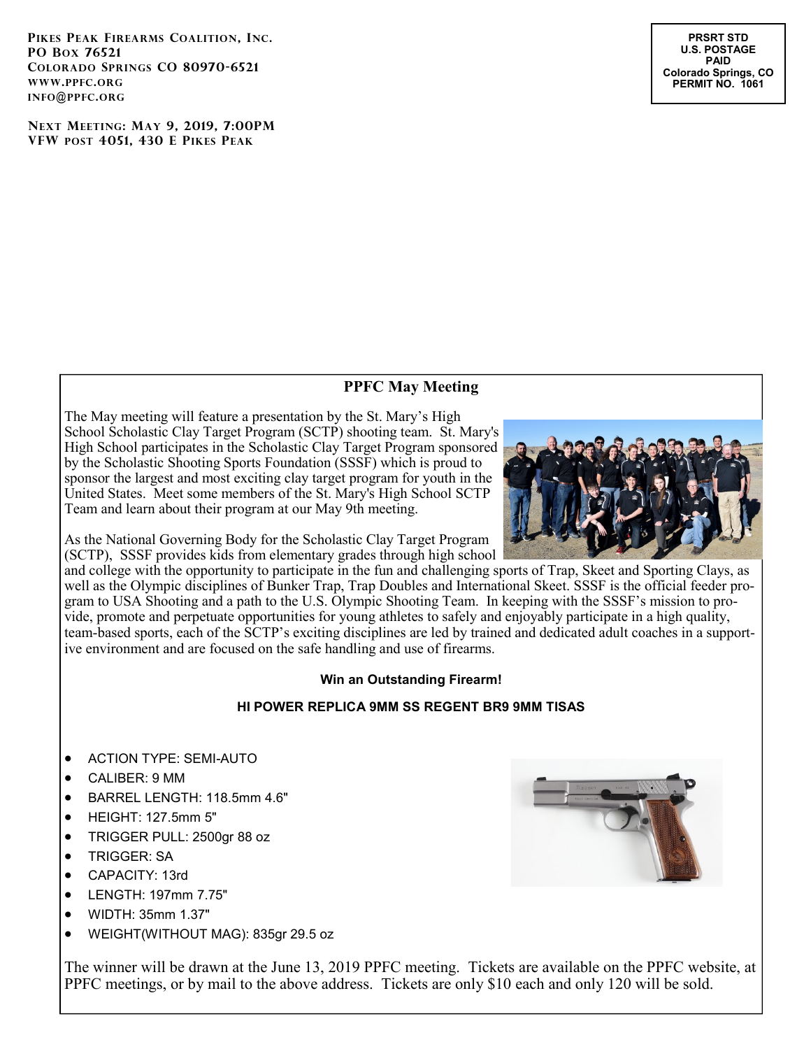PIKES PEAK FIREARMS COALITION, INC.
PO BOX 76521
COLORADO SPRINGS CO 80970-6521
WWW.PPFC.ORG
INFO@PPFC.ORG

PRSRT STD
U.S. POSTAGE
PAID
Colorado Springs, CO
PERMIT NO. 1061

**NEXT MEETING: MAY 9, 2019, 7:00PM**
**VFW POST 4051, 430 E PIKES PEAK**

## PPFC May Meeting

The May meeting will feature a presentation by the St. Mary's High School Scholastic Clay Target Program (SCTP) shooting team. St. Mary's High School participates in the Scholastic Clay Target Program sponsored by the Scholastic Shooting Sports Foundation (SSSF) which is proud to sponsor the largest and most exciting clay target program for youth in the United States. Meet some members of the St. Mary's High School SCTP Team and learn about their program at our May 9th meeting.

As the National Governing Body for the Scholastic Clay Target Program (SCTP), SSSF provides kids from elementary grades through high school and college with the opportunity to participate in the fun and challenging sports of Trap, Skeet and Sporting Clays, as well as the Olympic disciplines of Bunker Trap, Trap Doubles and International Skeet. SSSF is the official feeder program to USA Shooting and a path to the U.S. Olympic Shooting Team. In keeping with the SSSF's mission to provide, promote and perpetuate opportunities for young athletes to safely and enjoyably participate in a high quality, team-based sports, each of the SCTP's exciting disciplines are led by trained and dedicated adult coaches in a supportive environment and are focused on the safe handling and use of firearms.

**Win an Outstanding Firearm!**

**HI POWER REPLICA 9MM SS REGENT BR9 9MM TISAS**

- ACTION TYPE: SEMI-AUTO
- CALIBER: 9 MM
- BARREL LENGTH: 118.5mm 4.6"
- HEIGHT: 127.5mm 5"
- TRIGGER PULL: 2500gr 88 oz
- TRIGGER: SA
- CAPACITY: 13rd
- LENGTH: 197mm 7.75"
- WIDTH: 35mm 1.37"
- WEIGHT(WITHOUT MAG): 835gr 29.5 oz

The winner will be drawn at the June 13, 2019 PPFC meeting. Tickets are available on the PPFC website, at PPFC meetings, or by mail to the above address. Tickets are only $10 each and only 120 will be sold.